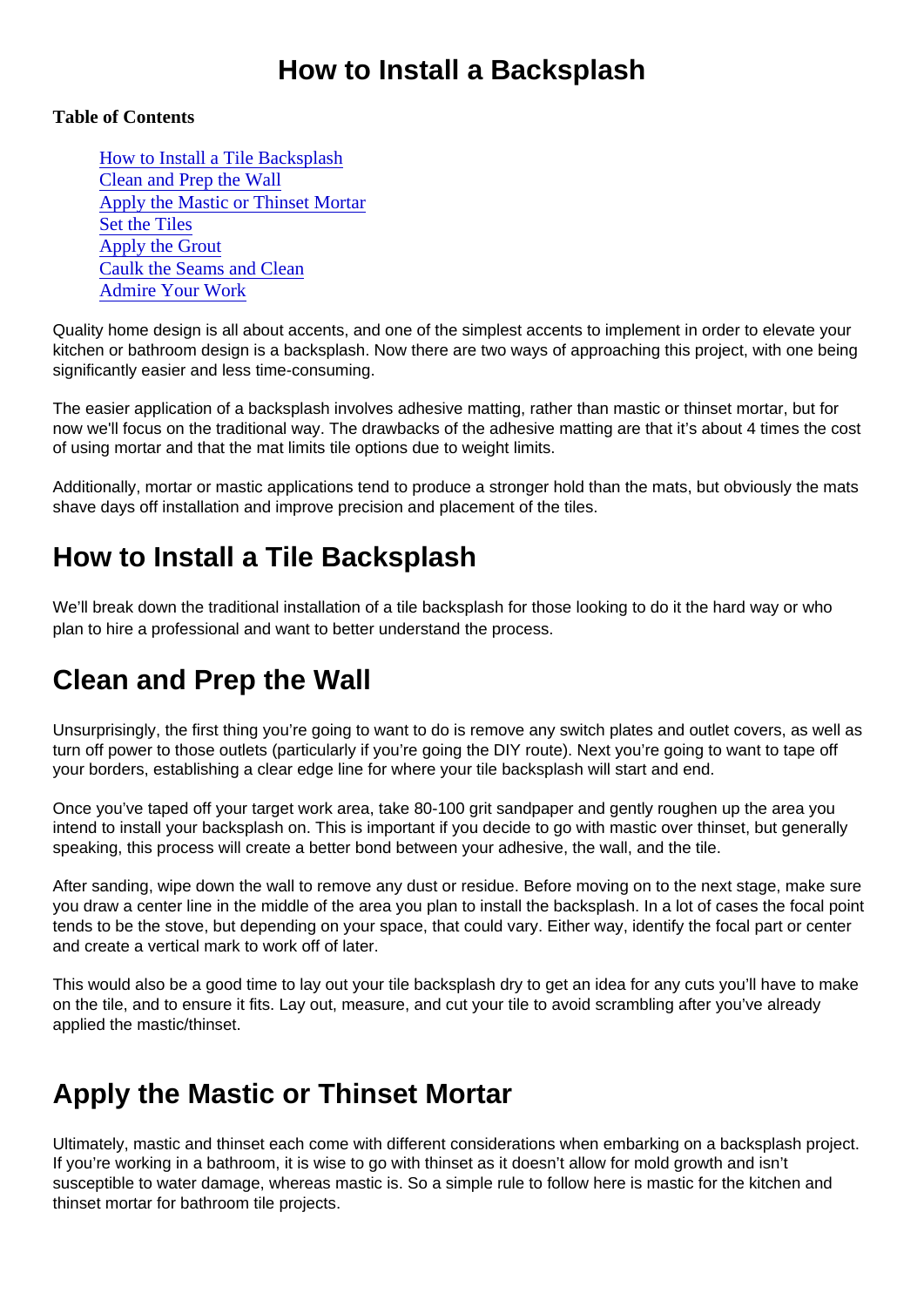# How to Install a Backsplash

**Table of Contents**

- [How to Install a Tile Backsplash]
- [Clean and Prep the Wall]
- [Apply the Mastic or Thinset Mortar]
- [Set the Tiles]
- [Apply the Grout]
- [Caulk the Seams and Clean]
- [Admire Your Work]

Quality home design is all about accents, and one of the simplest accents to implement in order to elevate your kitchen or bathroom design is a backsplash. Now there are two ways of approaching this project, with one being significantly easier and less time-consuming.

The easier application of a backsplash involves adhesive matting, rather than mastic or thinset mortar, but for now we'll focus on the traditional way. The drawbacks of the adhesive matting are that it's about 4 times the cost of using mortar and that the mat limits tile options due to weight limits.

Additionally, mortar or mastic applications tend to produce a stronger hold than the mats, but obviously the mats shave days off installation and improve precision and placement of the tiles.

## How to Install a Tile Backsplash

We'll break down the traditional installation of a tile backsplash for those looking to do it the hard way or who plan to hire a professional and want to better understand the process.

## Clean and Prep the Wall

Unsurprisingly, the first thing you're going to want to do is remove any switch plates and outlet covers, as well as turn off power to those outlets (particularly if you're going the DIY route). Next you're going to want to tape off your borders, establishing a clear edge line for where your tile backsplash will start and end.

Once you've taped off your target work area, take 80-100 grit sandpaper and gently roughen up the area you intend to install your backsplash on. This is important if you decide to go with mastic over thinset, but generally speaking, this process will create a better bond between your adhesive, the wall, and the tile.

After sanding, wipe down the wall to remove any dust or residue. Before moving on to the next stage, make sure you draw a center line in the middle of the area you plan to install the backsplash. In a lot of cases the focal point tends to be the stove, but depending on your space, that could vary. Either way, identify the focal part or center and create a vertical mark to work off of later.

This would also be a good time to lay out your tile backsplash dry to get an idea for any cuts you'll have to make on the tile, and to ensure it fits. Lay out, measure, and cut your tile to avoid scrambling after you've already applied the mastic/thinset.

## Apply the Mastic or Thinset Mortar

Ultimately, mastic and thinset each come with different considerations when embarking on a backsplash project. If you're working in a bathroom, it is wise to go with thinset as it doesn't allow for mold growth and isn't susceptible to water damage, whereas mastic is. So a simple rule to follow here is mastic for the kitchen and thinset mortar for bathroom tile projects.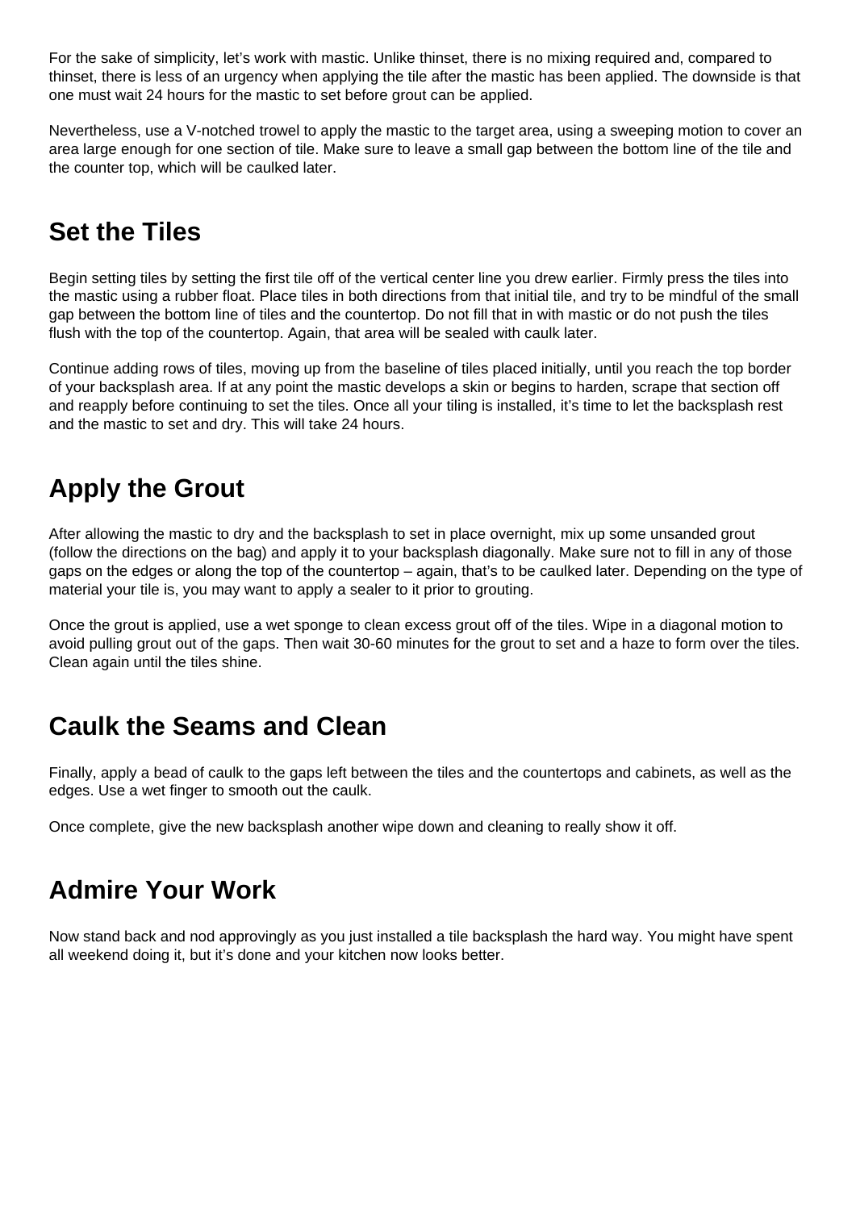For the sake of simplicity, let's work with mastic. Unlike thinset, there is no mixing required and, compared to thinset, there is less of an urgency when applying the tile after the mastic has been applied. The downside is that one must wait 24 hours for the mastic to set before grout can be applied.

Nevertheless, use a V-notched trowel to apply the mastic to the target area, using a sweeping motion to cover an area large enough for one section of tile. Make sure to leave a small gap between the bottom line of the tile and the counter top, which will be caulked later.

## Set the Tiles

Begin setting tiles by setting the first tile off of the vertical center line you drew earlier. Firmly press the tiles into the mastic using a rubber float. Place tiles in both directions from that initial tile, and try to be mindful of the small gap between the bottom line of tiles and the countertop. Do not fill that in with mastic or do not push the tiles flush with the top of the countertop. Again, that area will be sealed with caulk later.

Continue adding rows of tiles, moving up from the baseline of tiles placed initially, until you reach the top border of your backsplash area. If at any point the mastic develops a skin or begins to harden, scrape that section off and reapply before continuing to set the tiles. Once all your tiling is installed, it's time to let the backsplash rest and the mastic to set and dry. This will take 24 hours.

## Apply the Grout

After allowing the mastic to dry and the backsplash to set in place overnight, mix up some unsanded grout (follow the directions on the bag) and apply it to your backsplash diagonally. Make sure not to fill in any of those gaps on the edges or along the top of the countertop – again, that's to be caulked later. Depending on the type of material your tile is, you may want to apply a sealer to it prior to grouting.

Once the grout is applied, use a wet sponge to clean excess grout off of the tiles. Wipe in a diagonal motion to avoid pulling grout out of the gaps. Then wait 30-60 minutes for the grout to set and a haze to form over the tiles. Clean again until the tiles shine.

## Caulk the Seams and Clean

Finally, apply a bead of caulk to the gaps left between the tiles and the countertops and cabinets, as well as the edges. Use a wet finger to smooth out the caulk.

Once complete, give the new backsplash another wipe down and cleaning to really show it off.

## Admire Your Work

Now stand back and nod approvingly as you just installed a tile backsplash the hard way. You might have spent all weekend doing it, but it's done and your kitchen now looks better.